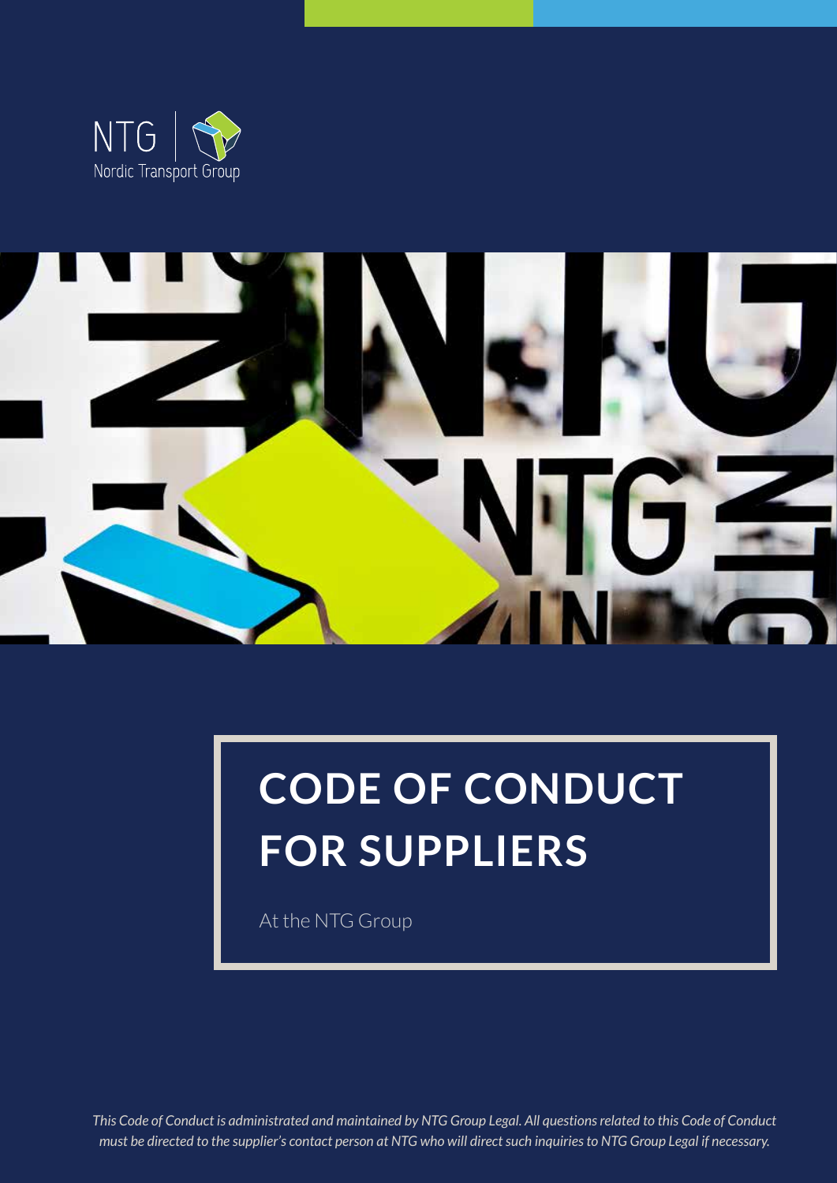NTG
Nordic Transport Group

# CODE OF CONDUCT FOR SUPPLIERS

At the NTG Group

*This Code of Conduct is administrated and maintained by NTG Group Legal. All questions related to this Code of Conduct must be directed to the supplier's contact person at NTG who will direct such inquiries to NTG Group Legal if necessary.*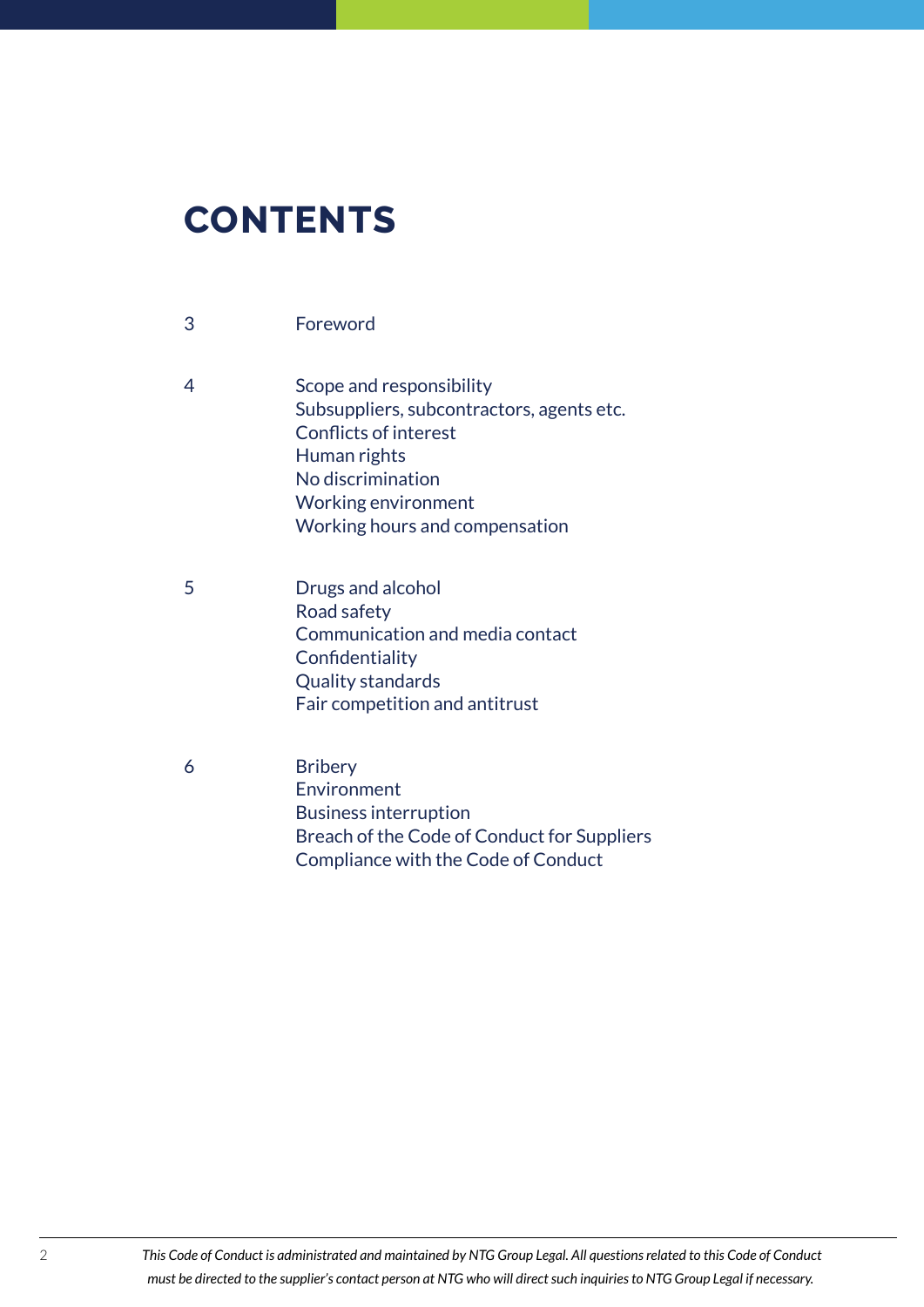# CONTENTS

| | |
|---|---|
| 3 | Foreword |
| 4 | Scope and responsibility<br>Subsuppliers, subcontractors, agents etc.<br>Conflicts of interest<br>Human rights<br>No discrimination<br>Working environment<br>Working hours and compensation |
| 5 | Drugs and alcohol<br>Road safety<br>Communication and media contact<br>Confidentiality<br>Quality standards<br>Fair competition and antitrust |
| 6 | Bribery<br>Environment<br>Business interruption<br>Breach of the Code of Conduct for Suppliers<br>Compliance with the Code of Conduct |

*This Code of Conduct is administrated and maintained by NTG Group Legal. All questions related to this Code of Conduct must be directed to the supplier's contact person at NTG who will direct such inquiries to NTG Group Legal if necessary.*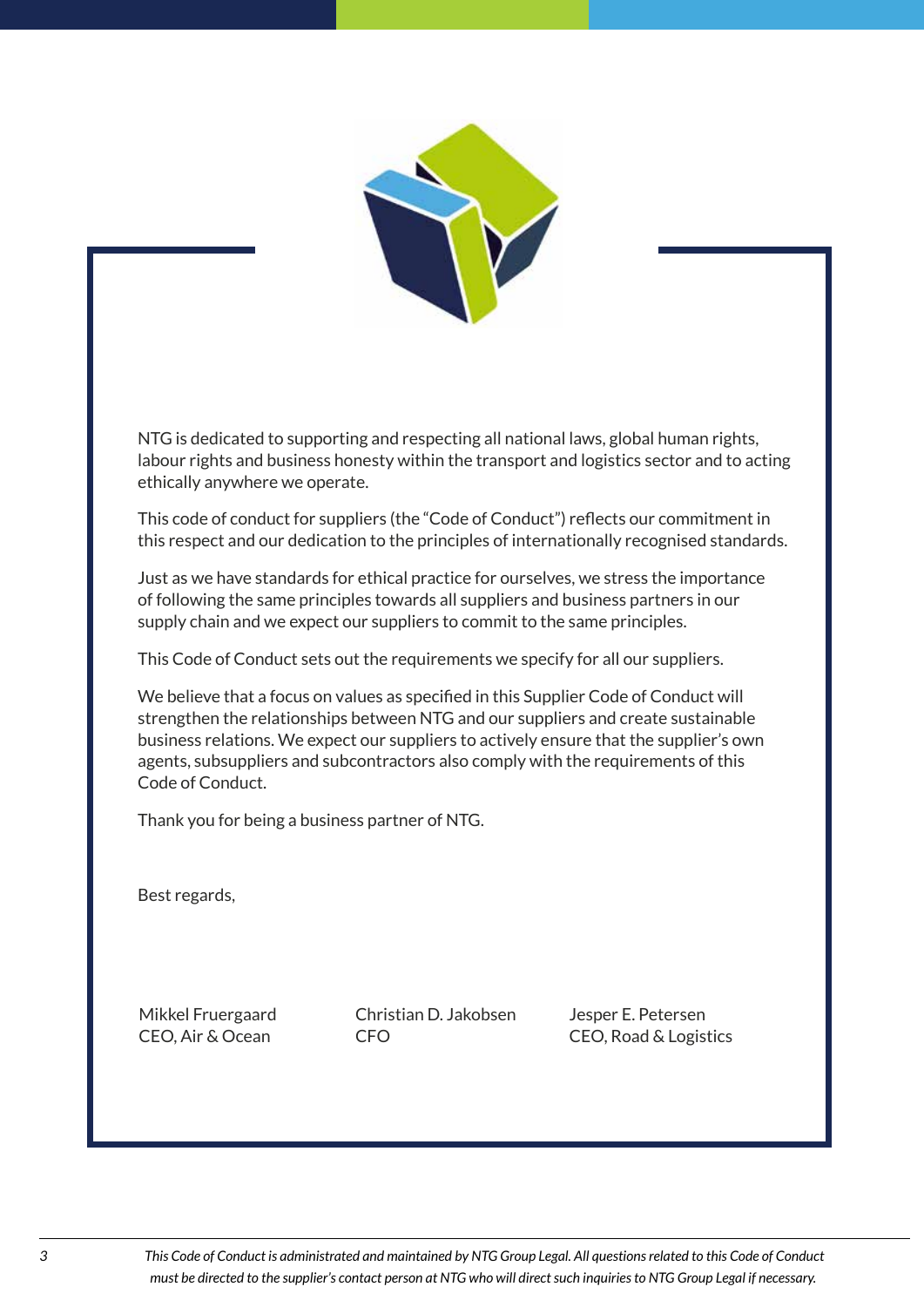NTG is dedicated to supporting and respecting all national laws, global human rights, labour rights and business honesty within the transport and logistics sector and to acting ethically anywhere we operate.

This code of conduct for suppliers (the "Code of Conduct") reflects our commitment in this respect and our dedication to the principles of internationally recognised standards.

Just as we have standards for ethical practice for ourselves, we stress the importance of following the same principles towards all suppliers and business partners in our supply chain and we expect our suppliers to commit to the same principles.

This Code of Conduct sets out the requirements we specify for all our suppliers.

We believe that a focus on values as specified in this Supplier Code of Conduct will strengthen the relationships between NTG and our suppliers and create sustainable business relations. We expect our suppliers to actively ensure that the supplier's own agents, subsuppliers and subcontractors also comply with the requirements of this Code of Conduct.

Thank you for being a business partner of NTG.

Best regards,

| Mikkel Fruergaard | Christian D. Jakobsen | Jesper E. Petersen |
|---|---|---|
| CEO, Air & Ocean | CFO | CEO, Road & Logistics |

*This Code of Conduct is administrated and maintained by NTG Group Legal. All questions related to this Code of Conduct must be directed to the supplier's contact person at NTG who will direct such inquiries to NTG Group Legal if necessary.*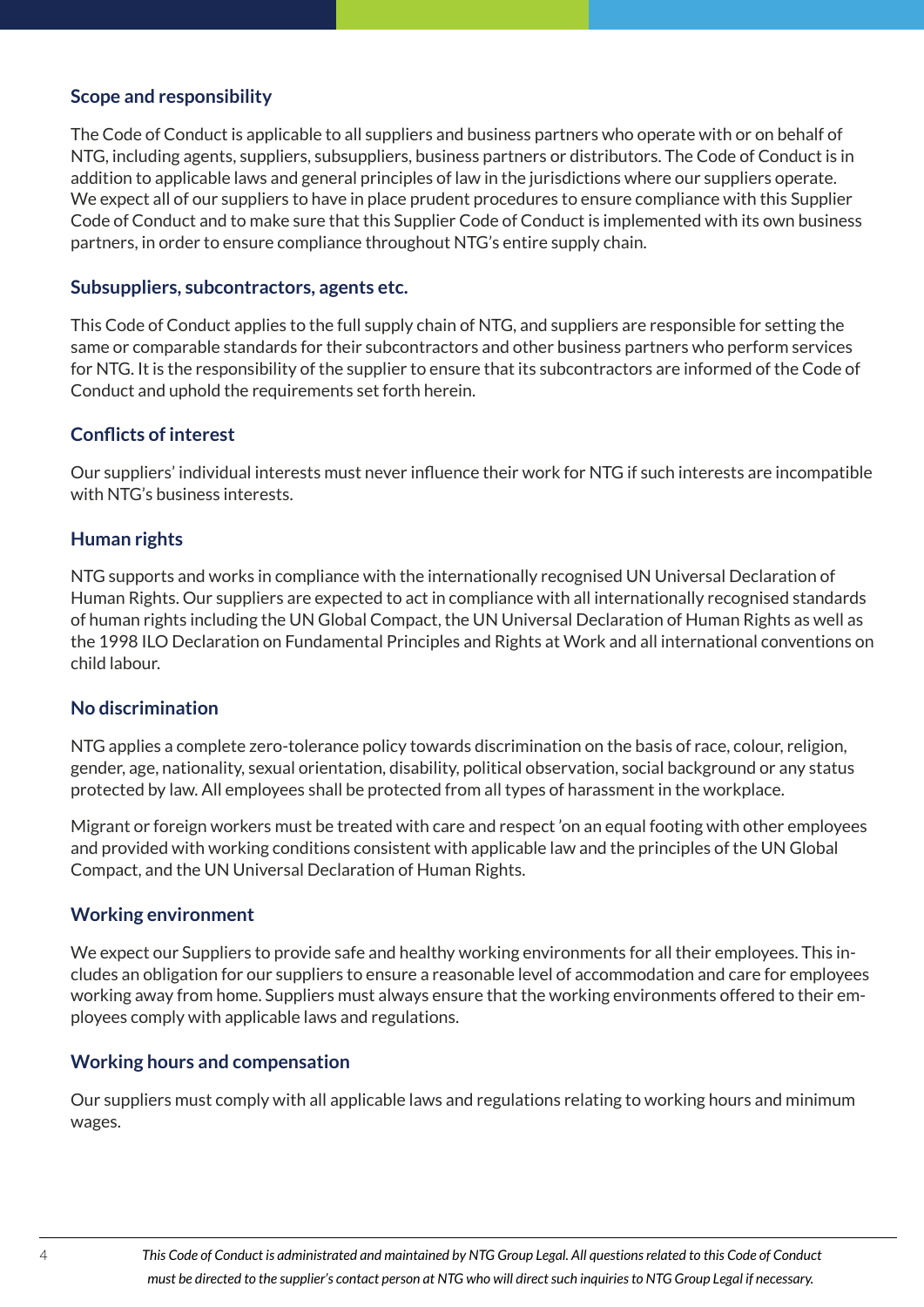## Scope and responsibility

The Code of Conduct is applicable to all suppliers and business partners who operate with or on behalf of NTG, including agents, suppliers, subsuppliers, business partners or distributors. The Code of Conduct is in addition to applicable laws and general principles of law in the jurisdictions where our suppliers operate. We expect all of our suppliers to have in place prudent procedures to ensure compliance with this Supplier Code of Conduct and to make sure that this Supplier Code of Conduct is implemented with its own business partners, in order to ensure compliance throughout NTG's entire supply chain.

## Subsuppliers, subcontractors, agents etc.

This Code of Conduct applies to the full supply chain of NTG, and suppliers are responsible for setting the same or comparable standards for their subcontractors and other business partners who perform services for NTG. It is the responsibility of the supplier to ensure that its subcontractors are informed of the Code of Conduct and uphold the requirements set forth herein.

## Conflicts of interest

Our suppliers' individual interests must never influence their work for NTG if such interests are incompatible with NTG's business interests.

## Human rights

NTG supports and works in compliance with the internationally recognised UN Universal Declaration of Human Rights. Our suppliers are expected to act in compliance with all internationally recognised standards of human rights including the UN Global Compact, the UN Universal Declaration of Human Rights as well as the 1998 ILO Declaration on Fundamental Principles and Rights at Work and all international conventions on child labour.

## No discrimination

NTG applies a complete zero-tolerance policy towards discrimination on the basis of race, colour, religion, gender, age, nationality, sexual orientation, disability, political observation, social background or any status protected by law. All employees shall be protected from all types of harassment in the workplace.

Migrant or foreign workers must be treated with care and respect 'on an equal footing with other employees and provided with working conditions consistent with applicable law and the principles of the UN Global Compact, and the UN Universal Declaration of Human Rights.

## Working environment

We expect our Suppliers to provide safe and healthy working environments for all their employees. This includes an obligation for our suppliers to ensure a reasonable level of accommodation and care for employees working away from home. Suppliers must always ensure that the working environments offered to their employees comply with applicable laws and regulations.

## Working hours and compensation

Our suppliers must comply with all applicable laws and regulations relating to working hours and minimum wages.

*This Code of Conduct is administrated and maintained by NTG Group Legal. All questions related to this Code of Conduct must be directed to the supplier's contact person at NTG who will direct such inquiries to NTG Group Legal if necessary.*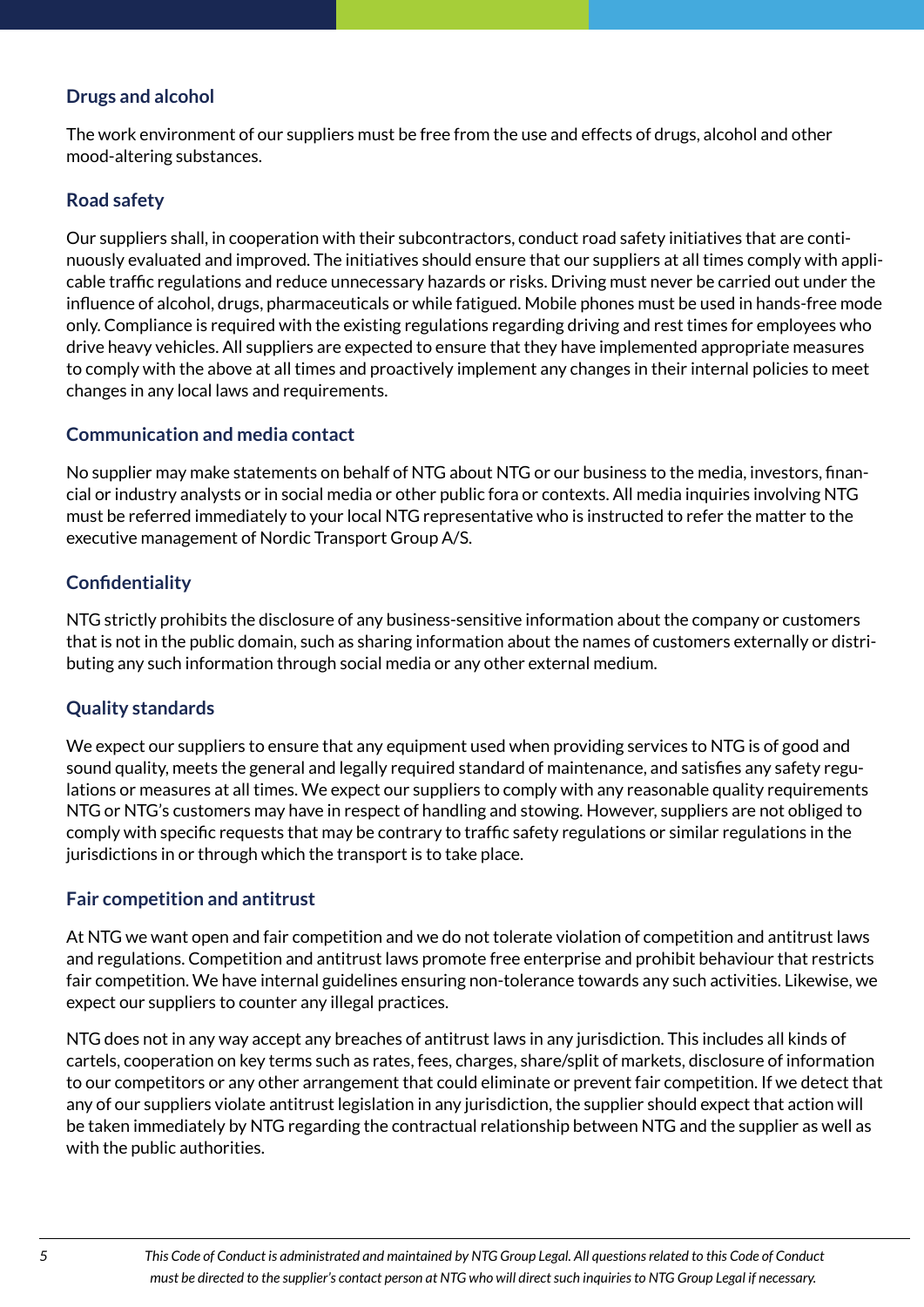### Drugs and alcohol

The work environment of our suppliers must be free from the use and effects of drugs, alcohol and other mood-altering substances.

### Road safety

Our suppliers shall, in cooperation with their subcontractors, conduct road safety initiatives that are continuously evaluated and improved. The initiatives should ensure that our suppliers at all times comply with applicable traffic regulations and reduce unnecessary hazards or risks. Driving must never be carried out under the influence of alcohol, drugs, pharmaceuticals or while fatigued. Mobile phones must be used in hands-free mode only. Compliance is required with the existing regulations regarding driving and rest times for employees who drive heavy vehicles. All suppliers are expected to ensure that they have implemented appropriate measures to comply with the above at all times and proactively implement any changes in their internal policies to meet changes in any local laws and requirements.

### Communication and media contact

No supplier may make statements on behalf of NTG about NTG or our business to the media, investors, financial or industry analysts or in social media or other public fora or contexts. All media inquiries involving NTG must be referred immediately to your local NTG representative who is instructed to refer the matter to the executive management of Nordic Transport Group A/S.

### Confidentiality

NTG strictly prohibits the disclosure of any business-sensitive information about the company or customers that is not in the public domain, such as sharing information about the names of customers externally or distributing any such information through social media or any other external medium.

### Quality standards

We expect our suppliers to ensure that any equipment used when providing services to NTG is of good and sound quality, meets the general and legally required standard of maintenance, and satisfies any safety regulations or measures at all times. We expect our suppliers to comply with any reasonable quality requirements NTG or NTG's customers may have in respect of handling and stowing. However, suppliers are not obliged to comply with specific requests that may be contrary to traffic safety regulations or similar regulations in the jurisdictions in or through which the transport is to take place.

### Fair competition and antitrust

At NTG we want open and fair competition and we do not tolerate violation of competition and antitrust laws and regulations. Competition and antitrust laws promote free enterprise and prohibit behaviour that restricts fair competition. We have internal guidelines ensuring non-tolerance towards any such activities. Likewise, we expect our suppliers to counter any illegal practices.

NTG does not in any way accept any breaches of antitrust laws in any jurisdiction. This includes all kinds of cartels, cooperation on key terms such as rates, fees, charges, share/split of markets, disclosure of information to our competitors or any other arrangement that could eliminate or prevent fair competition. If we detect that any of our suppliers violate antitrust legislation in any jurisdiction, the supplier should expect that action will be taken immediately by NTG regarding the contractual relationship between NTG and the supplier as well as with the public authorities.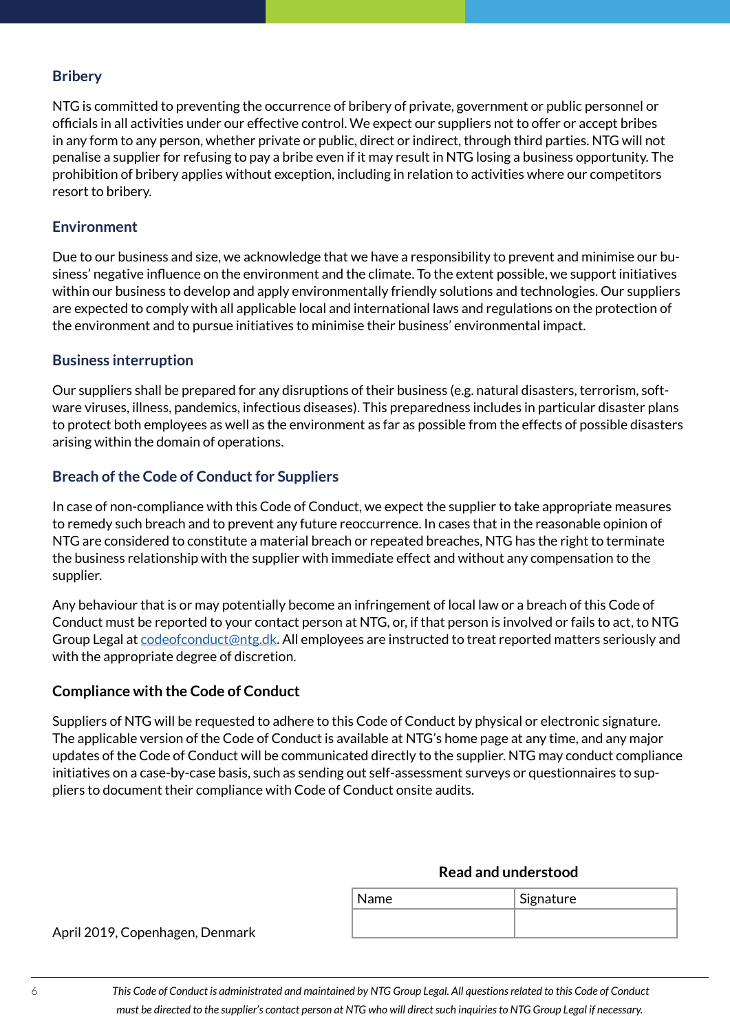### Bribery

NTG is committed to preventing the occurrence of bribery of private, government or public personnel or officials in all activities under our effective control. We expect our suppliers not to offer or accept bribes in any form to any person, whether private or public, direct or indirect, through third parties. NTG will not penalise a supplier for refusing to pay a bribe even if it may result in NTG losing a business opportunity. The prohibition of bribery applies without exception, including in relation to activities where our competitors resort to bribery.

### Environment

Due to our business and size, we acknowledge that we have a responsibility to prevent and minimise our business' negative influence on the environment and the climate. To the extent possible, we support initiatives within our business to develop and apply environmentally friendly solutions and technologies. Our suppliers are expected to comply with all applicable local and international laws and regulations on the protection of the environment and to pursue initiatives to minimise their business' environmental impact.

### Business interruption

Our suppliers shall be prepared for any disruptions of their business (e.g. natural disasters, terrorism, software viruses, illness, pandemics, infectious diseases). This preparedness includes in particular disaster plans to protect both employees as well as the environment as far as possible from the effects of possible disasters arising within the domain of operations.

### Breach of the Code of Conduct for Suppliers

In case of non-compliance with this Code of Conduct, we expect the supplier to take appropriate measures to remedy such breach and to prevent any future reoccurrence. In cases that in the reasonable opinion of NTG are considered to constitute a material breach or repeated breaches, NTG has the right to terminate the business relationship with the supplier with immediate effect and without any compensation to the supplier.

Any behaviour that is or may potentially become an infringement of local law or a breach of this Code of Conduct must be reported to your contact person at NTG, or, if that person is involved or fails to act, to NTG Group Legal at codeofconduct@ntg.dk. All employees are instructed to treat reported matters seriously and with the appropriate degree of discretion.

### Compliance with the Code of Conduct

Suppliers of NTG will be requested to adhere to this Code of Conduct by physical or electronic signature. The applicable version of the Code of Conduct is available at NTG's home page at any time, and any major updates of the Code of Conduct will be communicated directly to the supplier. NTG may conduct compliance initiatives on a case-by-case basis, such as sending out self-assessment surveys or questionnaires to suppliers to document their compliance with Code of Conduct onsite audits.

**Read and understood**

| Name | Signature |
| --- | --- |
| | |

April 2019, Copenhagen, Denmark

*This Code of Conduct is administrated and maintained by NTG Group Legal. All questions related to this Code of Conduct must be directed to the supplier's contact person at NTG who will direct such inquiries to NTG Group Legal if necessary.*